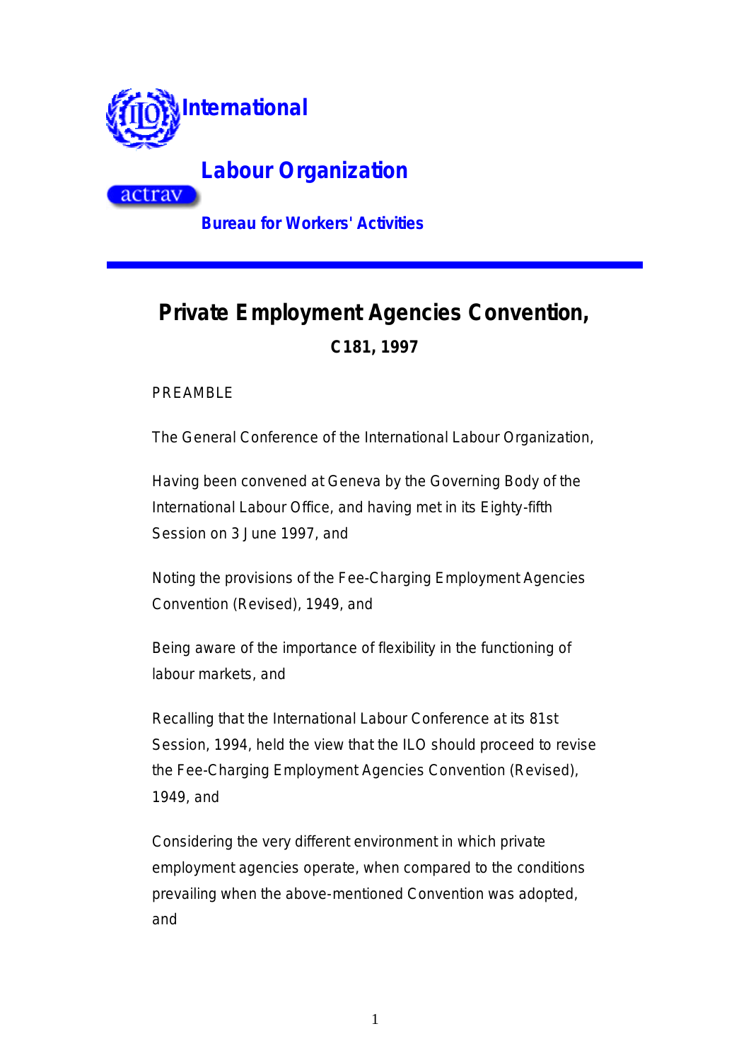International

Labour Organization

actrav

Bureau for Workers' Activities

# Private Employment Agencies Convention,

## C181, 1997

PREAMBLE

The General Conference of the International Labour Organization,

Having been convened at Geneva by the Governing Body of the International Labour Office, and having met in its Eighty-fifth Session on 3 June 1997, and

Noting the provisions of the Fee-Charging Employment Agencies Convention (Revised), 1949, and

Being aware of the importance of flexibility in the functioning of labour markets, and

Recalling that the International Labour Conference at its 81st Session, 1994, held the view that the ILO should proceed to revise the Fee-Charging Employment Agencies Convention (Revised), 1949, and

Considering the very different environment in which private employment agencies operate, when compared to the conditions prevailing when the above-mentioned Convention was adopted, and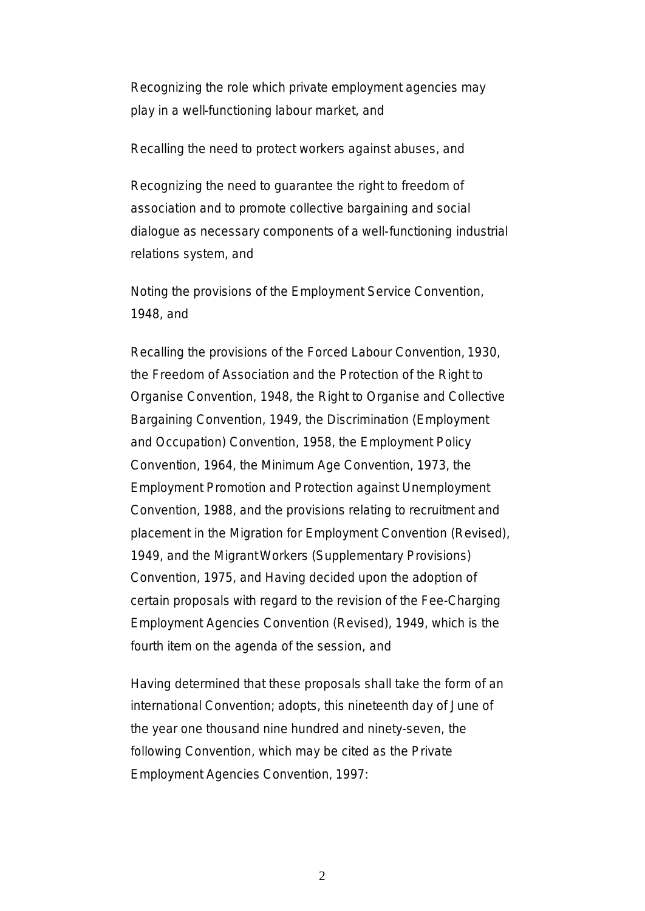Recognizing the role which private employment agencies may play in a well-functioning labour market, and

Recalling the need to protect workers against abuses, and

Recognizing the need to guarantee the right to freedom of association and to promote collective bargaining and social dialogue as necessary components of a well-functioning industrial relations system, and

Noting the provisions of the Employment Service Convention, 1948, and

Recalling the provisions of the Forced Labour Convention, 1930, the Freedom of Association and the Protection of the Right to Organise Convention, 1948, the Right to Organise and Collective Bargaining Convention, 1949, the Discrimination (Employment and Occupation) Convention, 1958, the Employment Policy Convention, 1964, the Minimum Age Convention, 1973, the Employment Promotion and Protection against Unemployment Convention, 1988, and the provisions relating to recruitment and placement in the Migration for Employment Convention (Revised), 1949, and the Migrant Workers (Supplementary Provisions) Convention, 1975, and Having decided upon the adoption of certain proposals with regard to the revision of the Fee-Charging Employment Agencies Convention (Revised), 1949, which is the fourth item on the agenda of the session, and

Having determined that these proposals shall take the form of an international Convention; adopts, this nineteenth day of June of the year one thousand nine hundred and ninety-seven, the following Convention, which may be cited as the Private Employment Agencies Convention, 1997: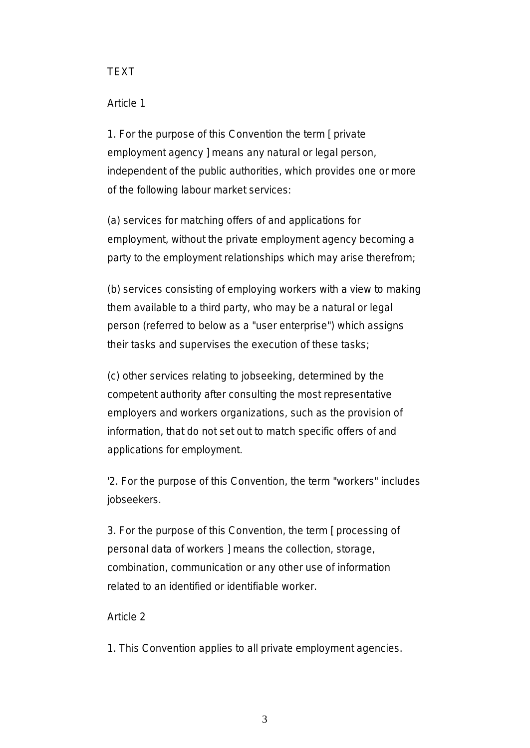TEXT

Article 1

1. For the purpose of this Convention the term [ private employment agency ] means any natural or legal person, independent of the public authorities, which provides one or more of the following labour market services:

(a) services for matching offers of and applications for employment, without the private employment agency becoming a party to the employment relationships which may arise therefrom;

(b) services consisting of employing workers with a view to making them available to a third party, who may be a natural or legal person (referred to below as a "user enterprise") which assigns their tasks and supervises the execution of these tasks;

(c) other services relating to jobseeking, determined by the competent authority after consulting the most representative employers and workers organizations, such as the provision of information, that do not set out to match specific offers of and applications for employment.

'2. For the purpose of this Convention, the term "workers" includes jobseekers.

3. For the purpose of this Convention, the term [ processing of personal data of workers ] means the collection, storage, combination, communication or any other use of information related to an identified or identifiable worker.

Article 2

1. This Convention applies to all private employment agencies.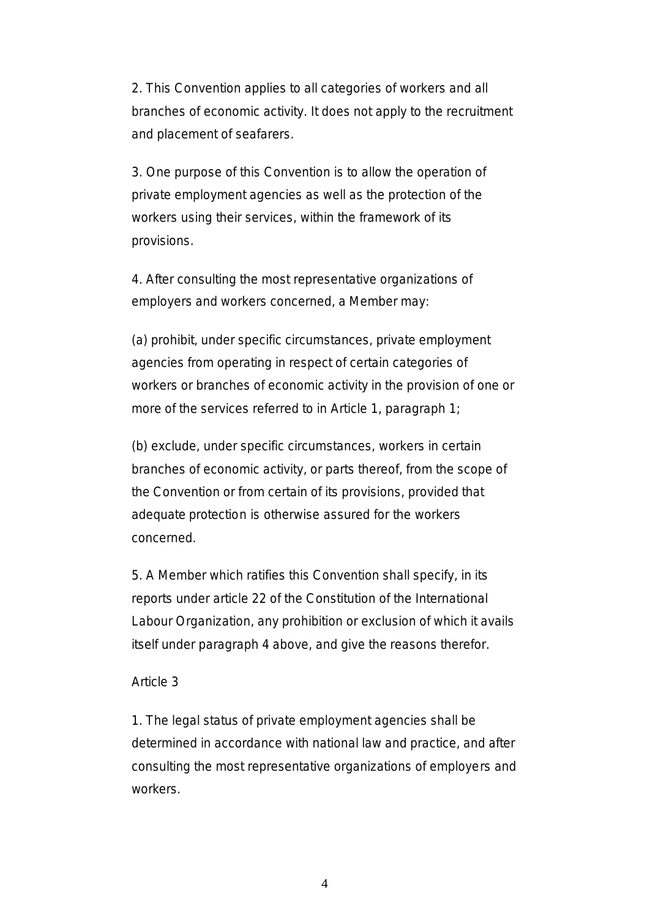2. This Convention applies to all categories of workers and all branches of economic activity. It does not apply to the recruitment and placement of seafarers.

3. One purpose of this Convention is to allow the operation of private employment agencies as well as the protection of the workers using their services, within the framework of its provisions.

4. After consulting the most representative organizations of employers and workers concerned, a Member may:

(a) prohibit, under specific circumstances, private employment agencies from operating in respect of certain categories of workers or branches of economic activity in the provision of one or more of the services referred to in Article 1, paragraph 1;

(b) exclude, under specific circumstances, workers in certain branches of economic activity, or parts thereof, from the scope of the Convention or from certain of its provisions, provided that adequate protection is otherwise assured for the workers concerned.

5. A Member which ratifies this Convention shall specify, in its reports under article 22 of the Constitution of the International Labour Organization, any prohibition or exclusion of which it avails itself under paragraph 4 above, and give the reasons therefor.

Article 3

1. The legal status of private employment agencies shall be determined in accordance with national law and practice, and after consulting the most representative organizations of employers and workers.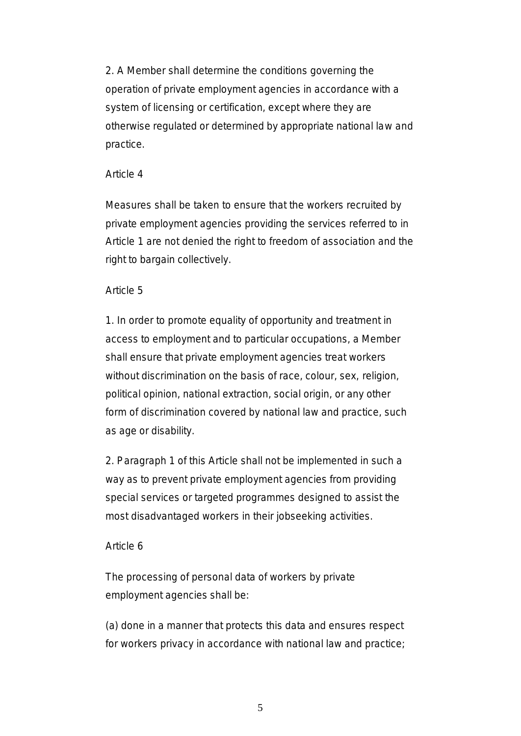2. A Member shall determine the conditions governing the operation of private employment agencies in accordance with a system of licensing or certification, except where they are otherwise regulated or determined by appropriate national law and practice.

Article 4

Measures shall be taken to ensure that the workers recruited by private employment agencies providing the services referred to in Article 1 are not denied the right to freedom of association and the right to bargain collectively.

Article 5

1. In order to promote equality of opportunity and treatment in access to employment and to particular occupations, a Member shall ensure that private employment agencies treat workers without discrimination on the basis of race, colour, sex, religion, political opinion, national extraction, social origin, or any other form of discrimination covered by national law and practice, such as age or disability.

2. Paragraph 1 of this Article shall not be implemented in such a way as to prevent private employment agencies from providing special services or targeted programmes designed to assist the most disadvantaged workers in their jobseeking activities.

Article 6

The processing of personal data of workers by private employment agencies shall be:

(a) done in a manner that protects this data and ensures respect for workers privacy in accordance with national law and practice;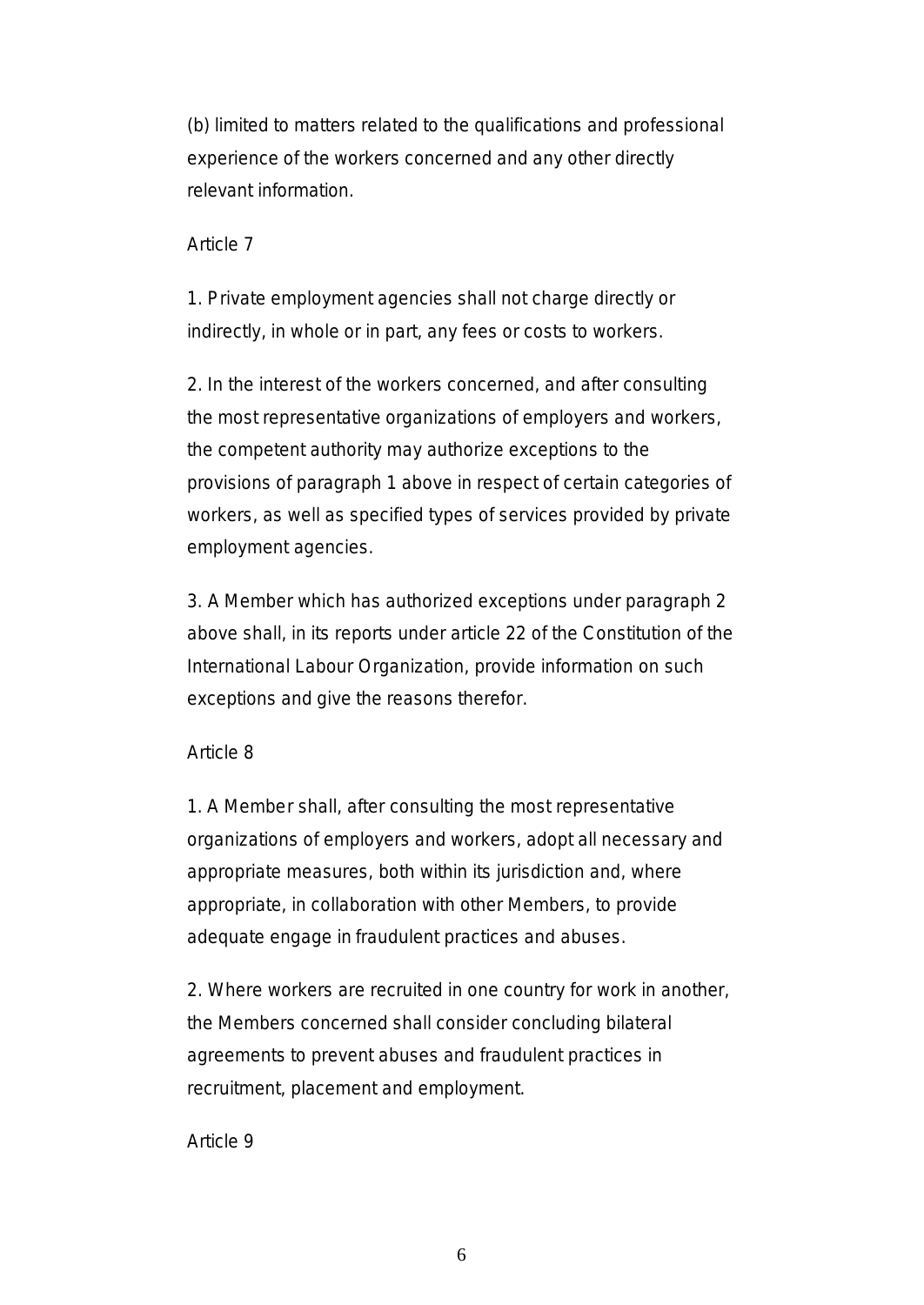(b) limited to matters related to the qualifications and professional experience of the workers concerned and any other directly relevant information.

Article 7

1. Private employment agencies shall not charge directly or indirectly, in whole or in part, any fees or costs to workers.

2. In the interest of the workers concerned, and after consulting the most representative organizations of employers and workers, the competent authority may authorize exceptions to the provisions of paragraph 1 above in respect of certain categories of workers, as well as specified types of services provided by private employment agencies.

3. A Member which has authorized exceptions under paragraph 2 above shall, in its reports under article 22 of the Constitution of the International Labour Organization, provide information on such exceptions and give the reasons therefor.

Article 8

1. A Member shall, after consulting the most representative organizations of employers and workers, adopt all necessary and appropriate measures, both within its jurisdiction and, where appropriate, in collaboration with other Members, to provide adequate engage in fraudulent practices and abuses.

2. Where workers are recruited in one country for work in another, the Members concerned shall consider concluding bilateral agreements to prevent abuses and fraudulent practices in recruitment, placement and employment.

Article 9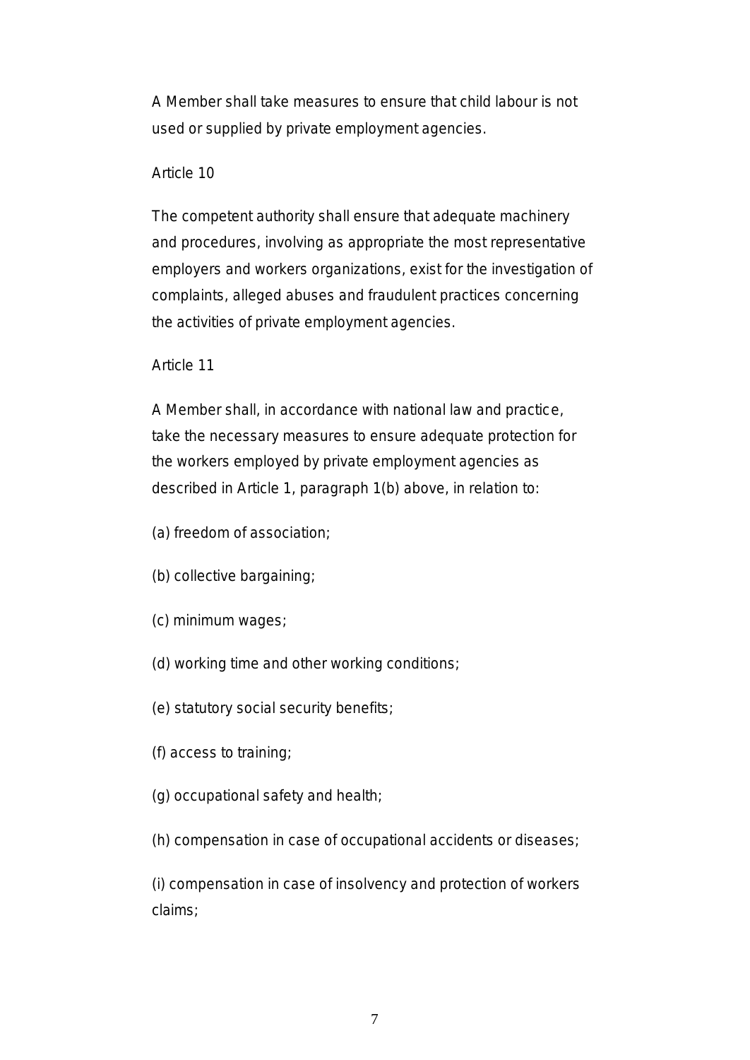A Member shall take measures to ensure that child labour is not used or supplied by private employment agencies.

Article 10

The competent authority shall ensure that adequate machinery and procedures, involving as appropriate the most representative employers and workers organizations, exist for the investigation of complaints, alleged abuses and fraudulent practices concerning the activities of private employment agencies.

Article 11

A Member shall, in accordance with national law and practice, take the necessary measures to ensure adequate protection for the workers employed by private employment agencies as described in Article 1, paragraph 1(b) above, in relation to:

(a) freedom of association;

(b) collective bargaining;

(c) minimum wages;

(d) working time and other working conditions;

(e) statutory social security benefits;

(f) access to training;

(g) occupational safety and health;

(h) compensation in case of occupational accidents or diseases;

(i) compensation in case of insolvency and protection of workers claims;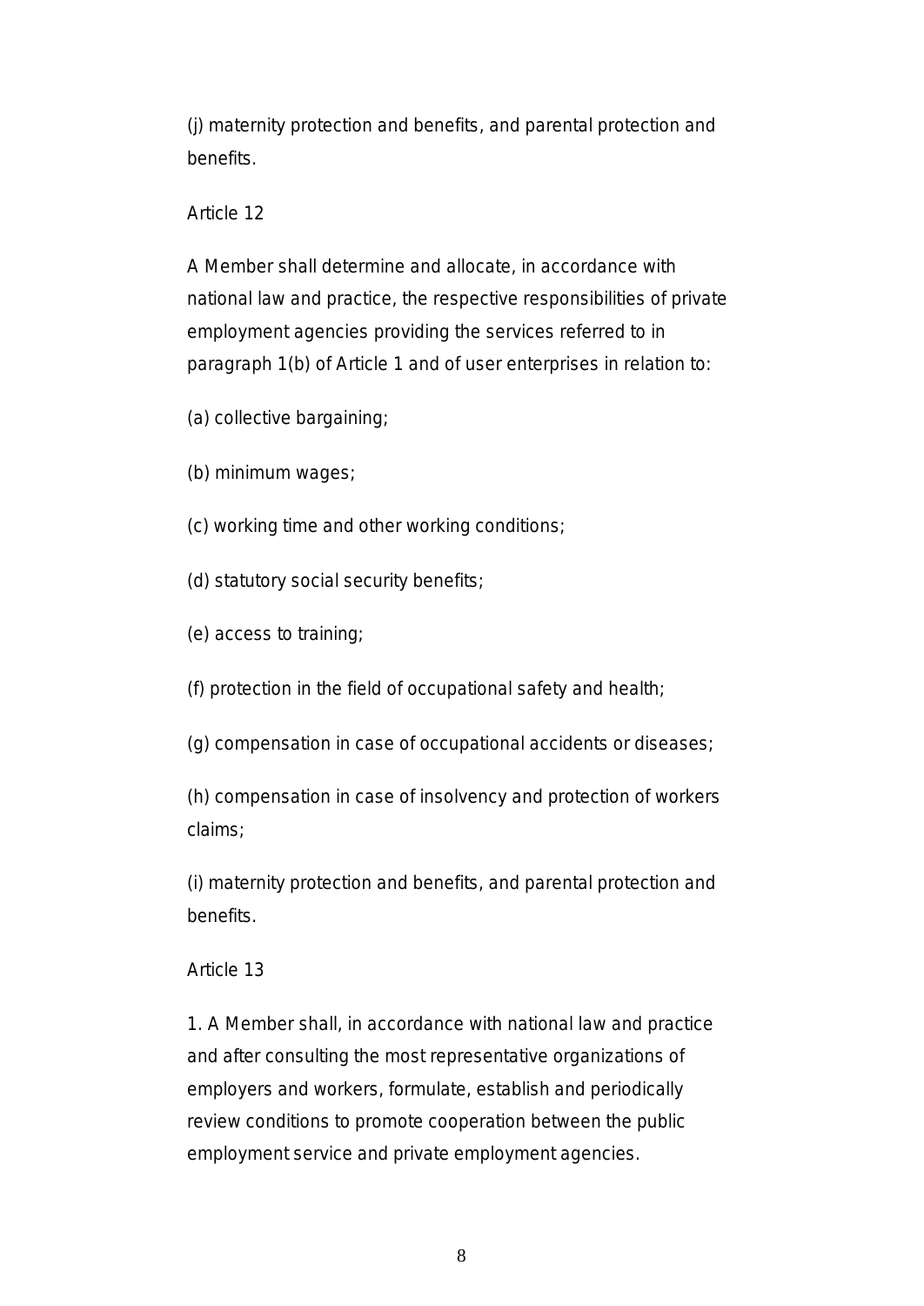(j) maternity protection and benefits, and parental protection and benefits.

Article 12

A Member shall determine and allocate, in accordance with national law and practice, the respective responsibilities of private employment agencies providing the services referred to in paragraph 1(b) of Article 1 and of user enterprises in relation to:

(a) collective bargaining;

(b) minimum wages;

(c) working time and other working conditions;

(d) statutory social security benefits;

(e) access to training;

(f) protection in the field of occupational safety and health;

(g) compensation in case of occupational accidents or diseases;

(h) compensation in case of insolvency and protection of workers claims;

(i) maternity protection and benefits, and parental protection and benefits.

Article 13

1. A Member shall, in accordance with national law and practice and after consulting the most representative organizations of employers and workers, formulate, establish and periodically review conditions to promote cooperation between the public employment service and private employment agencies.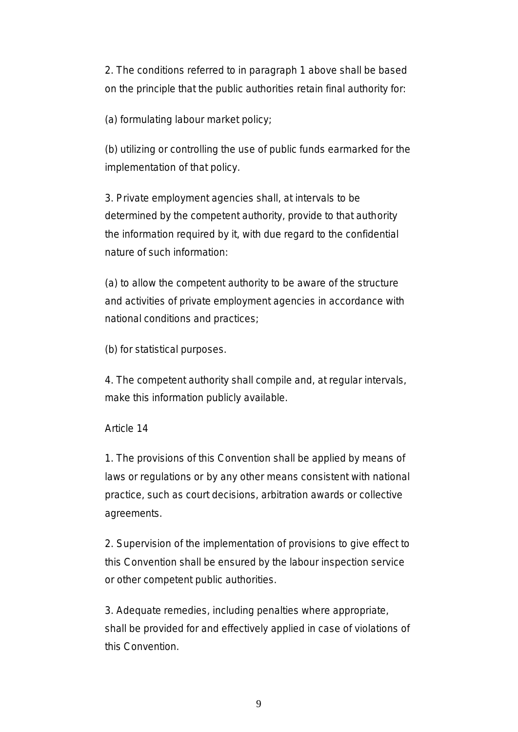2. The conditions referred to in paragraph 1 above shall be based on the principle that the public authorities retain final authority for:

(a) formulating labour market policy;

(b) utilizing or controlling the use of public funds earmarked for the implementation of that policy.

3. Private employment agencies shall, at intervals to be determined by the competent authority, provide to that authority the information required by it, with due regard to the confidential nature of such information:

(a) to allow the competent authority to be aware of the structure and activities of private employment agencies in accordance with national conditions and practices;

(b) for statistical purposes.

4. The competent authority shall compile and, at regular intervals, make this information publicly available.

Article 14

1. The provisions of this Convention shall be applied by means of laws or regulations or by any other means consistent with national practice, such as court decisions, arbitration awards or collective agreements.

2. Supervision of the implementation of provisions to give effect to this Convention shall be ensured by the labour inspection service or other competent public authorities.

3. Adequate remedies, including penalties where appropriate, shall be provided for and effectively applied in case of violations of this Convention.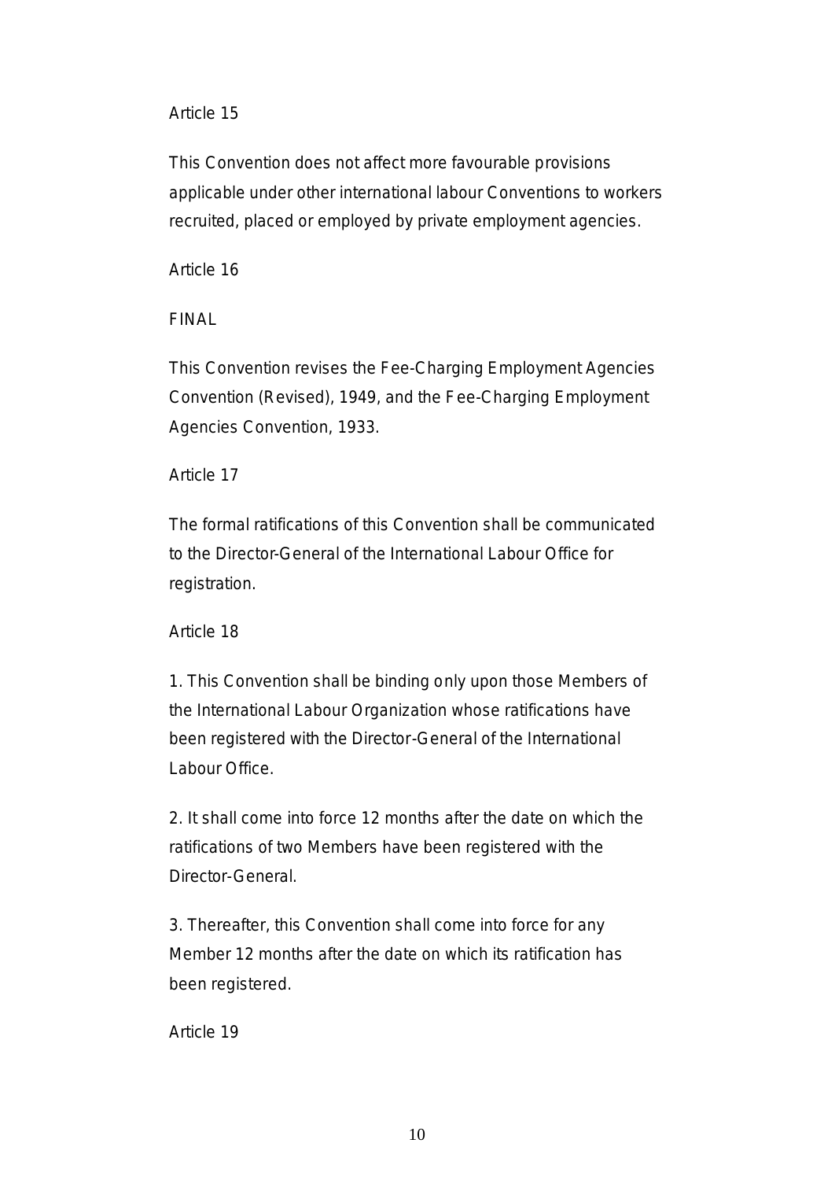Article 15

This Convention does not affect more favourable provisions applicable under other international labour Conventions to workers recruited, placed or employed by private employment agencies.

Article 16

FINAL

This Convention revises the Fee-Charging Employment Agencies Convention (Revised), 1949, and the Fee-Charging Employment Agencies Convention, 1933.

Article 17

The formal ratifications of this Convention shall be communicated to the Director-General of the International Labour Office for registration.

Article 18

1. This Convention shall be binding only upon those Members of the International Labour Organization whose ratifications have been registered with the Director-General of the International Labour Office.

2. It shall come into force 12 months after the date on which the ratifications of two Members have been registered with the Director-General.

3. Thereafter, this Convention shall come into force for any Member 12 months after the date on which its ratification has been registered.

Article 19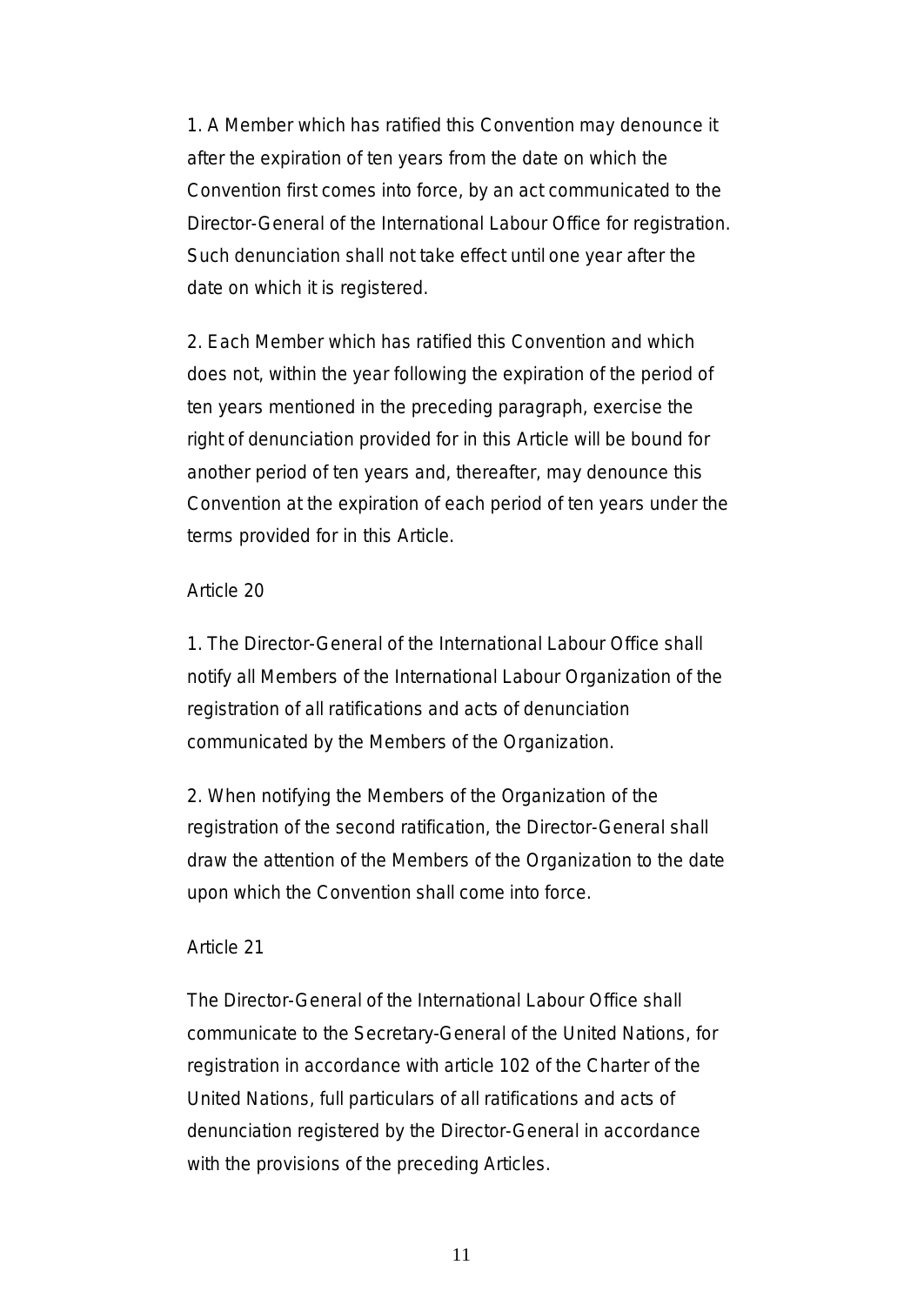1. A Member which has ratified this Convention may denounce it after the expiration of ten years from the date on which the Convention first comes into force, by an act communicated to the Director-General of the International Labour Office for registration. Such denunciation shall not take effect until one year after the date on which it is registered.

2. Each Member which has ratified this Convention and which does not, within the year following the expiration of the period of ten years mentioned in the preceding paragraph, exercise the right of denunciation provided for in this Article will be bound for another period of ten years and, thereafter, may denounce this Convention at the expiration of each period of ten years under the terms provided for in this Article.

Article 20

1. The Director-General of the International Labour Office shall notify all Members of the International Labour Organization of the registration of all ratifications and acts of denunciation communicated by the Members of the Organization.

2. When notifying the Members of the Organization of the registration of the second ratification, the Director-General shall draw the attention of the Members of the Organization to the date upon which the Convention shall come into force.

Article 21

The Director-General of the International Labour Office shall communicate to the Secretary-General of the United Nations, for registration in accordance with article 102 of the Charter of the United Nations, full particulars of all ratifications and acts of denunciation registered by the Director-General in accordance with the provisions of the preceding Articles.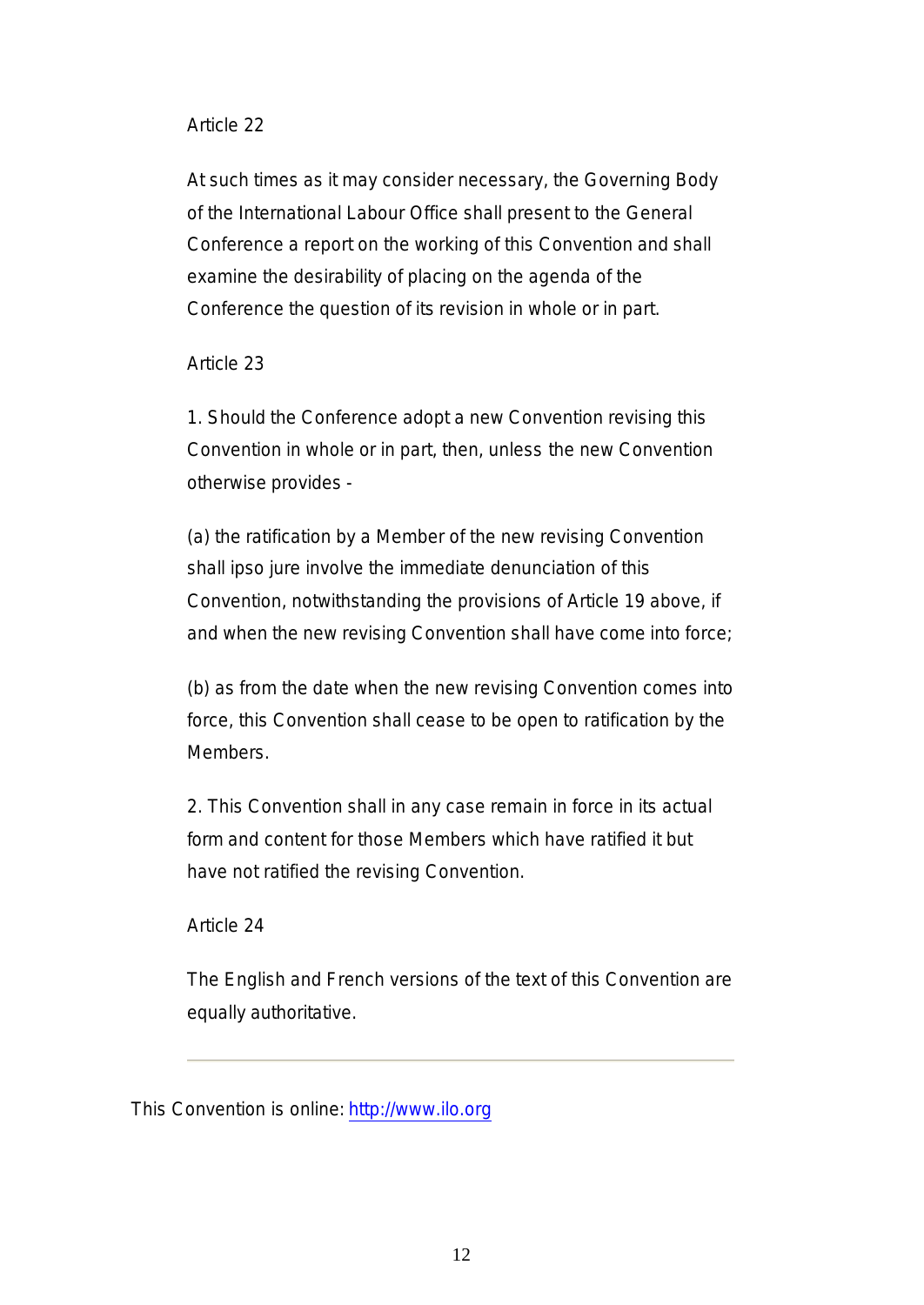Article 22

At such times as it may consider necessary, the Governing Body of the International Labour Office shall present to the General Conference a report on the working of this Convention and shall examine the desirability of placing on the agenda of the Conference the question of its revision in whole or in part.

Article 23

1. Should the Conference adopt a new Convention revising this Convention in whole or in part, then, unless the new Convention otherwise provides -

(a) the ratification by a Member of the new revising Convention shall ipso jure involve the immediate denunciation of this Convention, notwithstanding the provisions of Article 19 above, if and when the new revising Convention shall have come into force;

(b) as from the date when the new revising Convention comes into force, this Convention shall cease to be open to ratification by the Members.

2. This Convention shall in any case remain in force in its actual form and content for those Members which have ratified it but have not ratified the revising Convention.

Article 24

The English and French versions of the text of this Convention are equally authoritative.

---

This Convention is online: [http://www.ilo.org](http://www.ilo.org)